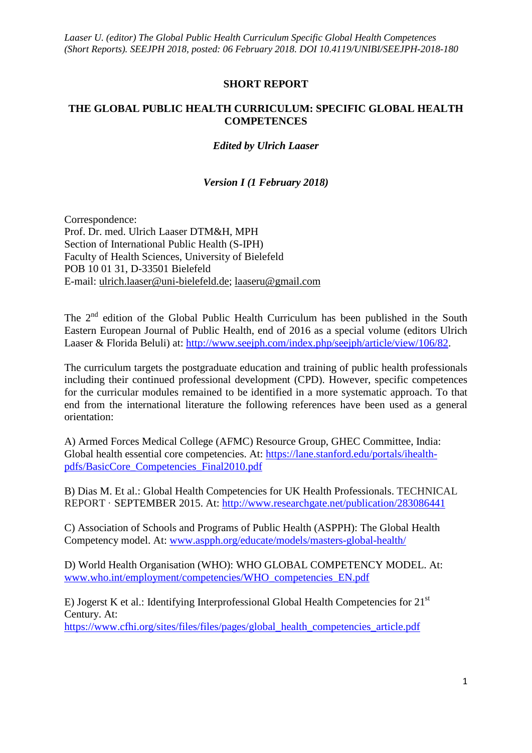**SHORT REPORT**

# THE GLOBAL PUBLIC HEALTH CURRICULUM: SPECIFIC GLOBAL HEALTH COMPETENCES

*Edited by Ulrich Laaser*

*Version I (1 February 2018)*

Correspondence:
Prof. Dr. med. Ulrich Laaser DTM&H, MPH
Section of International Public Health (S-IPH)
Faculty of Health Sciences, University of Bielefeld
POB 10 01 31, D-33501 Bielefeld
E-mail: ulrich.laaser@uni-bielefeld.de; laaseru@gmail.com

The 2nd edition of the Global Public Health Curriculum has been published in the South Eastern European Journal of Public Health, end of 2016 as a special volume (editors Ulrich Laaser & Florida Beluli) at: http://www.seejph.com/index.php/seejph/article/view/106/82.

The curriculum targets the postgraduate education and training of public health professionals including their continued professional development (CPD). However, specific competences for the curricular modules remained to be identified in a more systematic approach. To that end from the international literature the following references have been used as a general orientation:

A) Armed Forces Medical College (AFMC) Resource Group, GHEC Committee, India: Global health essential core competencies. At: https://lane.stanford.edu/portals/ihealth-pdfs/BasicCore_Competencies_Final2010.pdf

B) Dias M. Et al.: Global Health Competencies for UK Health Professionals. TECHNICAL REPORT · SEPTEMBER 2015. At: http://www.researchgate.net/publication/283086441

C) Association of Schools and Programs of Public Health (ASPPH): The Global Health Competency model. At: www.aspph.org/educate/models/masters-global-health/

D) World Health Organisation (WHO): WHO GLOBAL COMPETENCY MODEL. At: www.who.int/employment/competencies/WHO_competencies_EN.pdf

E) Jogerst K et al.: Identifying Interprofessional Global Health Competencies for 21st Century. At: https://www.cfhi.org/sites/files/files/pages/global_health_competencies_article.pdf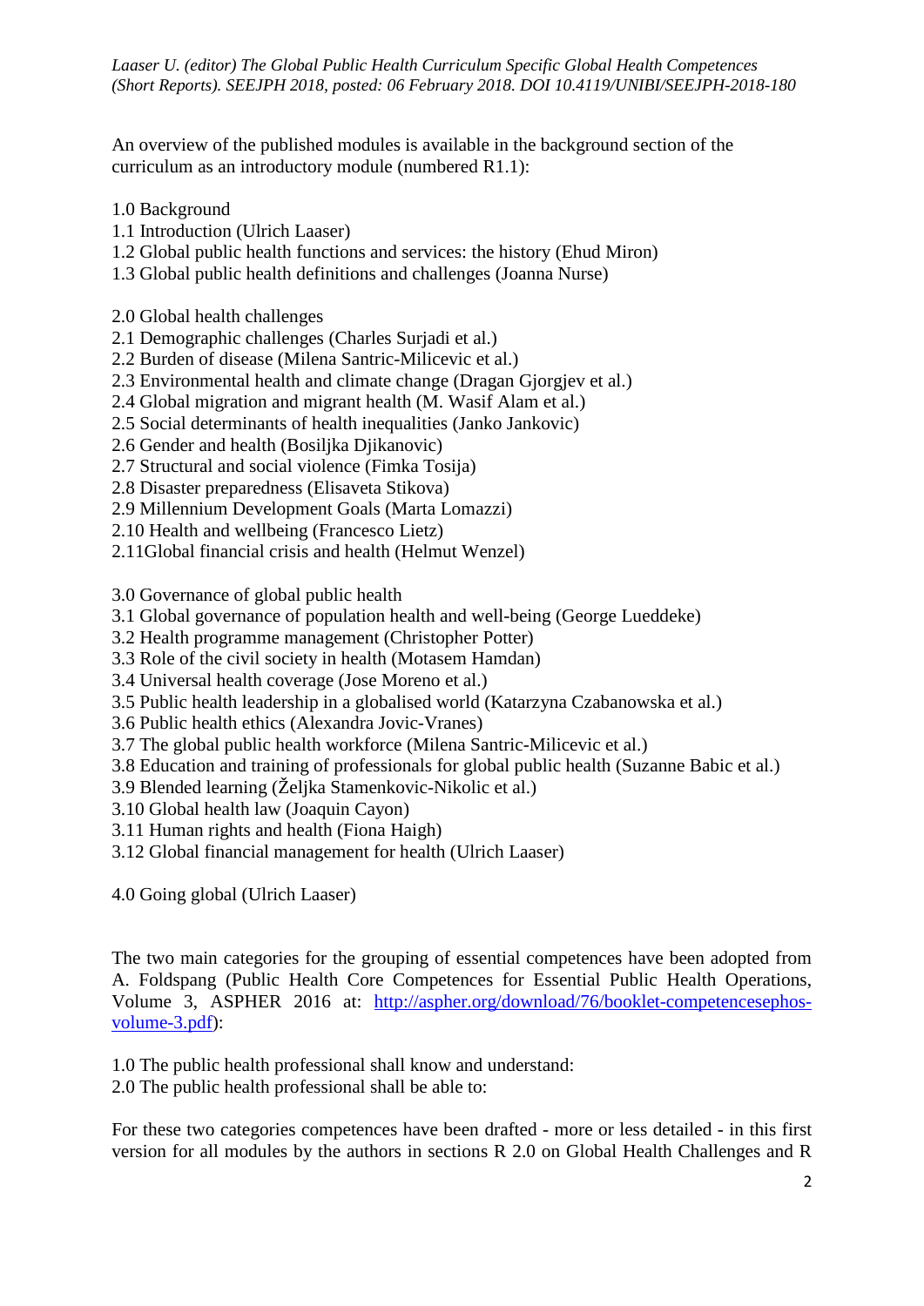An overview of the published modules is available in the background section of the curriculum as an introductory module (numbered R1.1):

1.0 Background
1.1 Introduction (Ulrich Laaser)
1.2 Global public health functions and services: the history (Ehud Miron)
1.3 Global public health definitions and challenges (Joanna Nurse)

2.0 Global health challenges
2.1 Demographic challenges (Charles Surjadi et al.)
2.2 Burden of disease (Milena Santric-Milicevic et al.)
2.3 Environmental health and climate change (Dragan Gjorgjev et al.)
2.4 Global migration and migrant health (M. Wasif Alam et al.)
2.5 Social determinants of health inequalities (Janko Jankovic)
2.6 Gender and health (Bosiljka Djikanovic)
2.7 Structural and social violence (Fimka Tosija)
2.8 Disaster preparedness (Elisaveta Stikova)
2.9 Millennium Development Goals (Marta Lomazzi)
2.10 Health and wellbeing (Francesco Lietz)
2.11Global financial crisis and health (Helmut Wenzel)

3.0 Governance of global public health
3.1 Global governance of population health and well-being (George Lueddeke)
3.2 Health programme management (Christopher Potter)
3.3 Role of the civil society in health (Motasem Hamdan)
3.4 Universal health coverage (Jose Moreno et al.)
3.5 Public health leadership in a globalised world (Katarzyna Czabanowska et al.)
3.6 Public health ethics (Alexandra Jovic-Vranes)
3.7 The global public health workforce (Milena Santric-Milicevic et al.)
3.8 Education and training of professionals for global public health (Suzanne Babic et al.)
3.9 Blended learning (Željka Stamenkovic-Nikolic et al.)
3.10 Global health law (Joaquin Cayon)
3.11 Human rights and health (Fiona Haigh)
3.12 Global financial management for health (Ulrich Laaser)

4.0 Going global (Ulrich Laaser)

The two main categories for the grouping of essential competences have been adopted from A. Foldspang (Public Health Core Competences for Essential Public Health Operations, Volume 3, ASPHER 2016 at: [http://aspher.org/download/76/booklet-competencesephos-volume-3.pdf](http://aspher.org/download/76/booklet-competencesephos-volume-3.pdf)):

1.0 The public health professional shall know and understand:
2.0 The public health professional shall be able to:

For these two categories competences have been drafted - more or less detailed - in this first version for all modules by the authors in sections R 2.0 on Global Health Challenges and R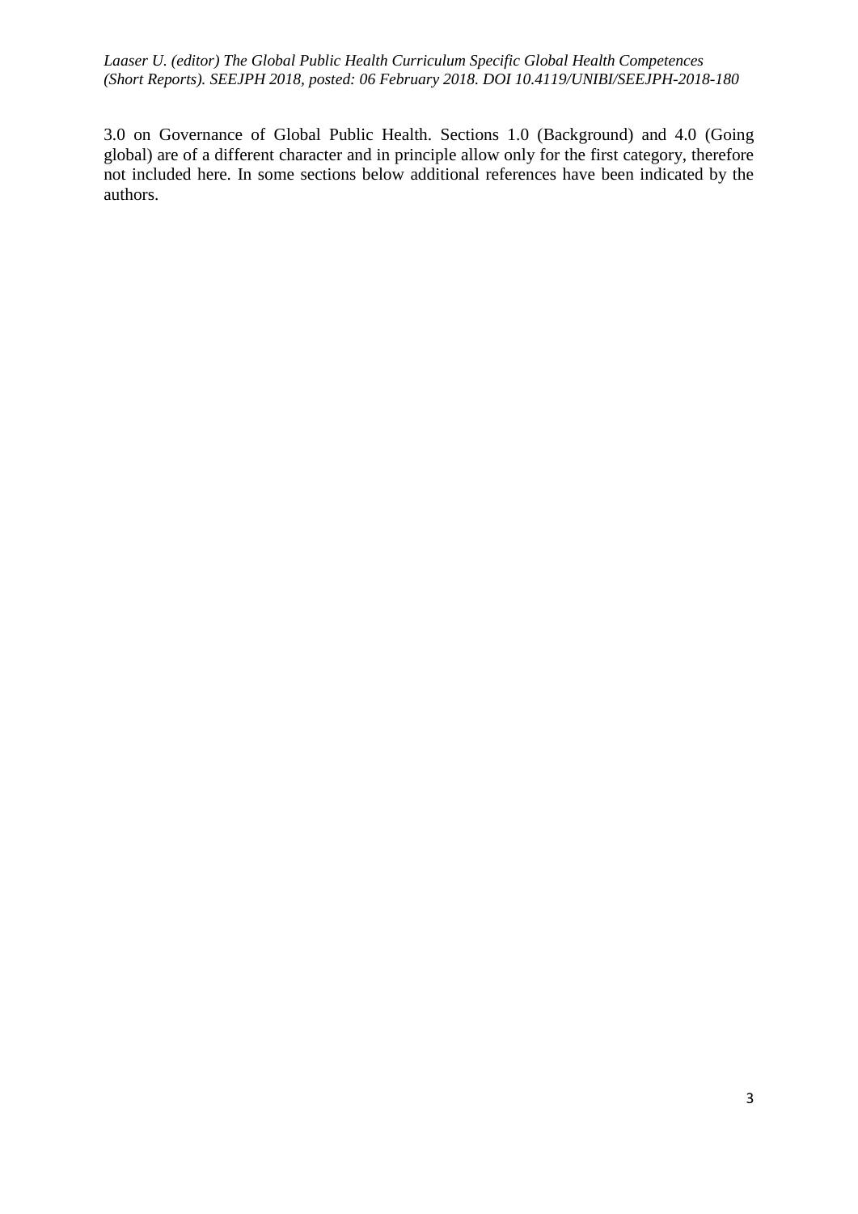3.0 on Governance of Global Public Health. Sections 1.0 (Background) and 4.0 (Going global) are of a different character and in principle allow only for the first category, therefore not included here. In some sections below additional references have been indicated by the authors.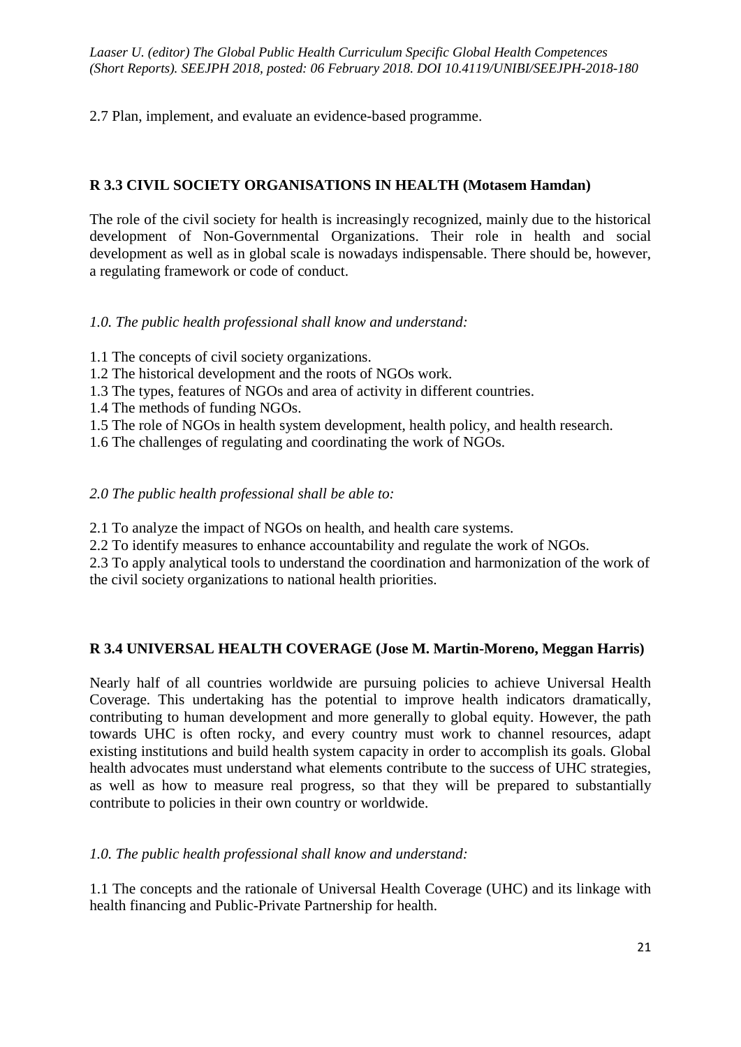2.7 Plan, implement, and evaluate an evidence-based programme.

## R 3.3 CIVIL SOCIETY ORGANISATIONS IN HEALTH (Motasem Hamdan)

The role of the civil society for health is increasingly recognized, mainly due to the historical development of Non-Governmental Organizations. Their role in health and social development as well as in global scale is nowadays indispensable. There should be, however, a regulating framework or code of conduct.

*1.0. The public health professional shall know and understand:*

1.1 The concepts of civil society organizations.
1.2 The historical development and the roots of NGOs work.
1.3 The types, features of NGOs and area of activity in different countries.
1.4 The methods of funding NGOs.
1.5 The role of NGOs in health system development, health policy, and health research.
1.6 The challenges of regulating and coordinating the work of NGOs.

*2.0 The public health professional shall be able to:*

2.1 To analyze the impact of NGOs on health, and health care systems.
2.2 To identify measures to enhance accountability and regulate the work of NGOs.
2.3 To apply analytical tools to understand the coordination and harmonization of the work of the civil society organizations to national health priorities.

## R 3.4 UNIVERSAL HEALTH COVERAGE (Jose M. Martin-Moreno, Meggan Harris)

Nearly half of all countries worldwide are pursuing policies to achieve Universal Health Coverage. This undertaking has the potential to improve health indicators dramatically, contributing to human development and more generally to global equity. However, the path towards UHC is often rocky, and every country must work to channel resources, adapt existing institutions and build health system capacity in order to accomplish its goals. Global health advocates must understand what elements contribute to the success of UHC strategies, as well as how to measure real progress, so that they will be prepared to substantially contribute to policies in their own country or worldwide.

*1.0. The public health professional shall know and understand:*

1.1 The concepts and the rationale of Universal Health Coverage (UHC) and its linkage with health financing and Public-Private Partnership for health.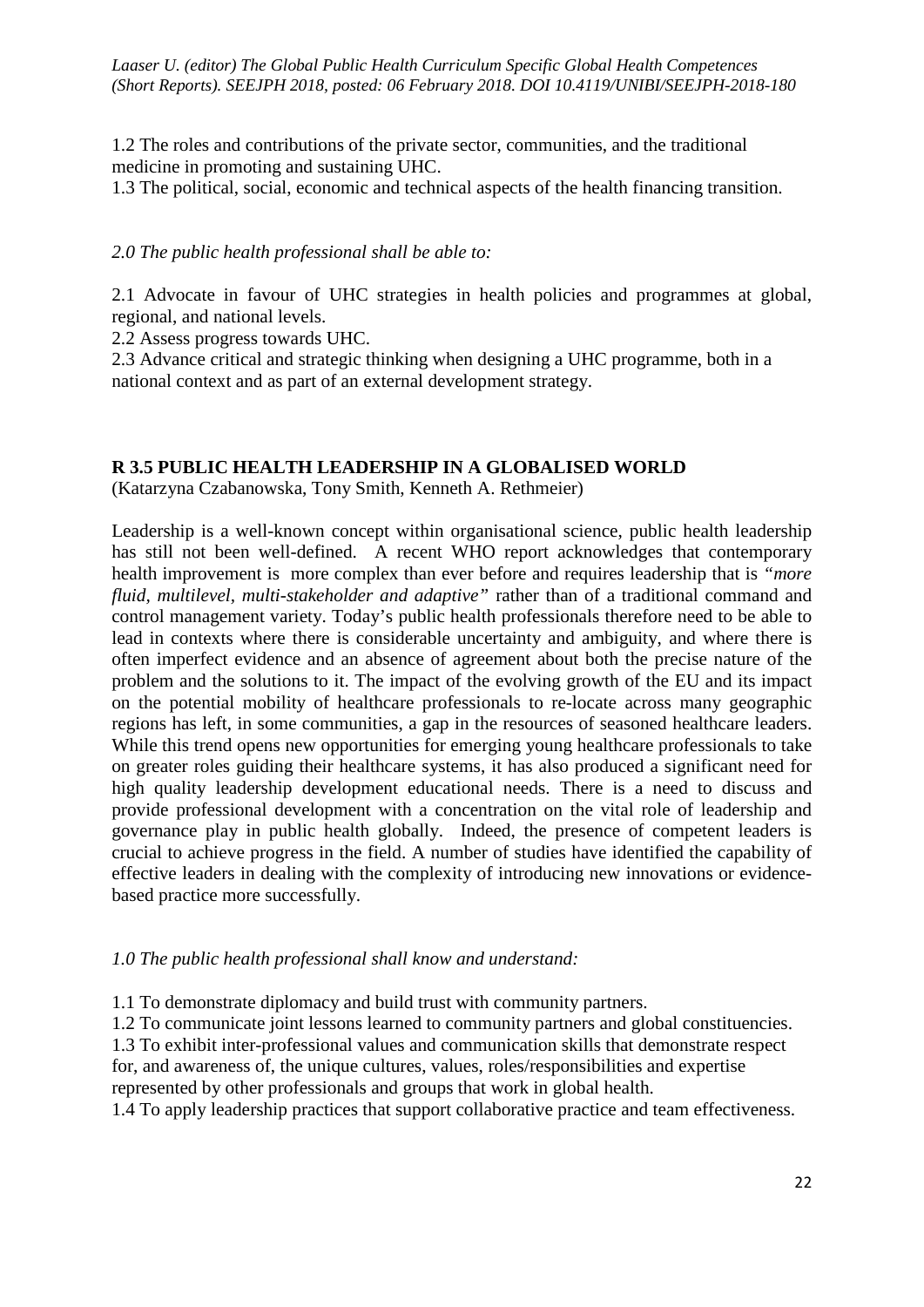1.2 The roles and contributions of the private sector, communities, and the traditional medicine in promoting and sustaining UHC.

1.3 The political, social, economic and technical aspects of the health financing transition.

*2.0 The public health professional shall be able to:*

2.1 Advocate in favour of UHC strategies in health policies and programmes at global, regional, and national levels.

2.2 Assess progress towards UHC.

2.3 Advance critical and strategic thinking when designing a UHC programme, both in a national context and as part of an external development strategy.

## R 3.5 PUBLIC HEALTH LEADERSHIP IN A GLOBALISED WORLD

(Katarzyna Czabanowska, Tony Smith, Kenneth A. Rethmeier)

Leadership is a well-known concept within organisational science, public health leadership has still not been well-defined. A recent WHO report acknowledges that contemporary health improvement is more complex than ever before and requires leadership that is *"more fluid, multilevel, multi-stakeholder and adaptive"* rather than of a traditional command and control management variety. Today's public health professionals therefore need to be able to lead in contexts where there is considerable uncertainty and ambiguity, and where there is often imperfect evidence and an absence of agreement about both the precise nature of the problem and the solutions to it. The impact of the evolving growth of the EU and its impact on the potential mobility of healthcare professionals to re-locate across many geographic regions has left, in some communities, a gap in the resources of seasoned healthcare leaders. While this trend opens new opportunities for emerging young healthcare professionals to take on greater roles guiding their healthcare systems, it has also produced a significant need for high quality leadership development educational needs. There is a need to discuss and provide professional development with a concentration on the vital role of leadership and governance play in public health globally. Indeed, the presence of competent leaders is crucial to achieve progress in the field. A number of studies have identified the capability of effective leaders in dealing with the complexity of introducing new innovations or evidence-based practice more successfully.

*1.0 The public health professional shall know and understand:*

1.1 To demonstrate diplomacy and build trust with community partners.

1.2 To communicate joint lessons learned to community partners and global constituencies.

1.3 To exhibit inter-professional values and communication skills that demonstrate respect for, and awareness of, the unique cultures, values, roles/responsibilities and expertise represented by other professionals and groups that work in global health.

1.4 To apply leadership practices that support collaborative practice and team effectiveness.